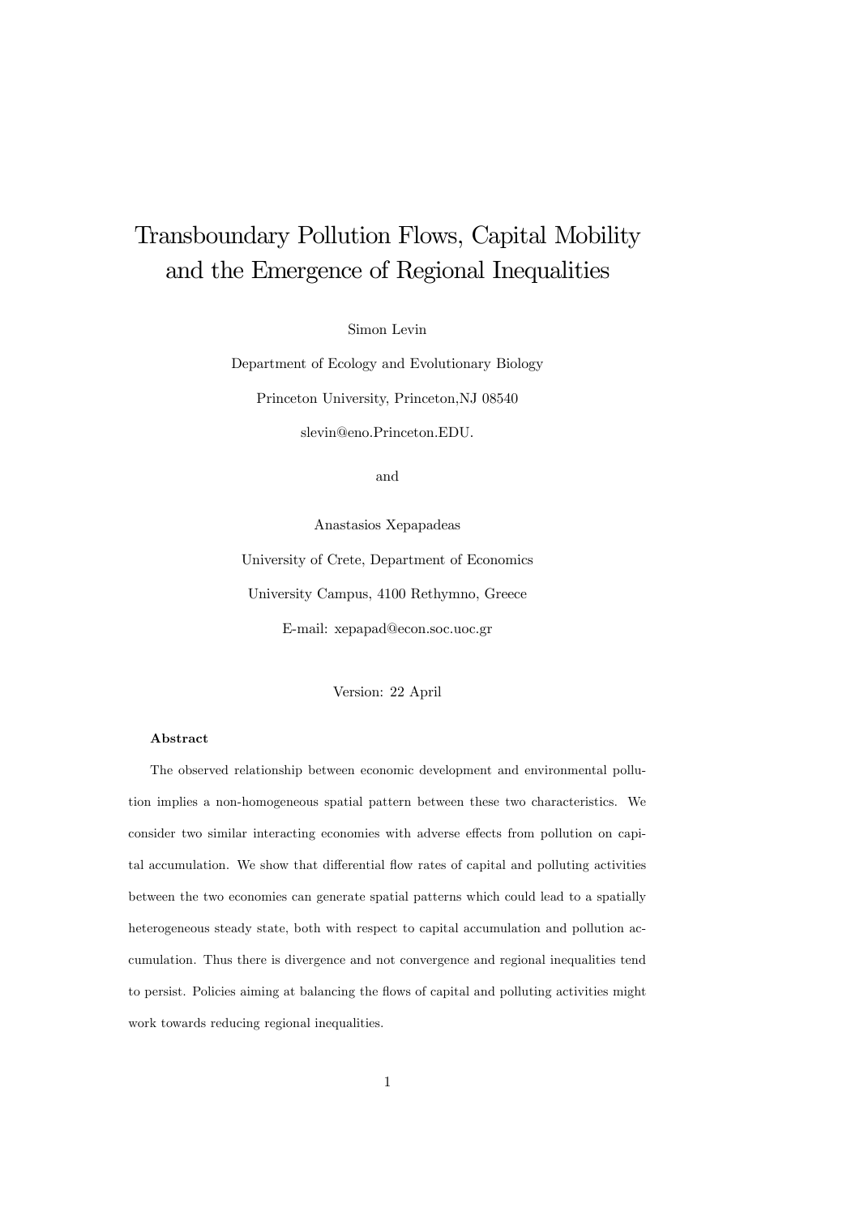# Transboundary Pollution Flows, Capital Mobility and the Emergence of Regional Inequalities

Simon Levin

Department of Ecology and Evolutionary Biology

Princeton University, Princeton,NJ 08540

slevin@eno.Princeton.EDU.

and

Anastasios Xepapadeas

University of Crete, Department of Economics

University Campus, 4100 Rethymno, Greece

E-mail: xepapad@econ.soc.uoc.gr

Version: 22 April

**Abstract**

The observed relationship between economic development and environmental pollution implies a non-homogeneous spatial pattern between these two characteristics. We consider two similar interacting economies with adverse effects from pollution on capital accumulation. We show that differential flow rates of capital and polluting activities between the two economies can generate spatial patterns which could lead to a spatially heterogeneous steady state, both with respect to capital accumulation and pollution accumulation. Thus there is divergence and not convergence and regional inequalities tend to persist. Policies aiming at balancing the flows of capital and polluting activities might work towards reducing regional inequalities.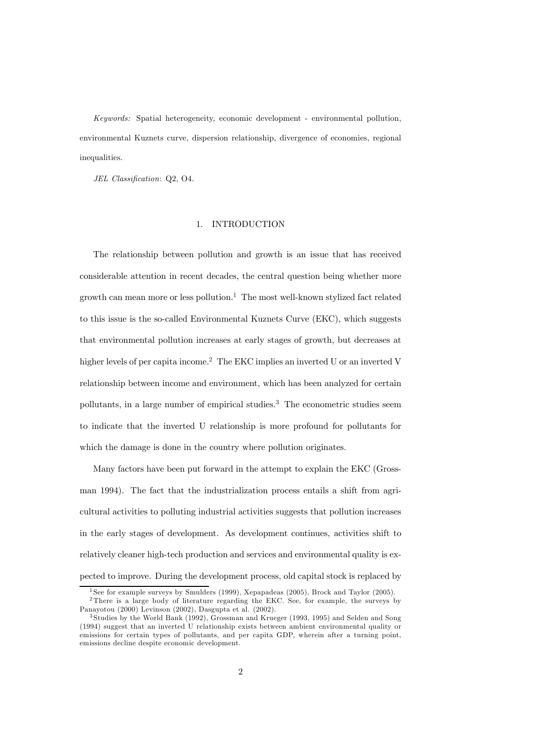*Keywords:* Spatial heterogeneity, economic development - environmental pollution, environmental Kuznets curve, dispersion relationship, divergence of economies, regional inequalities.

*JEL Classification*: Q2, O4.

## 1. INTRODUCTION

The relationship between pollution and growth is an issue that has received considerable attention in recent decades, the central question being whether more growth can mean more or less pollution.[1] The most well-known stylized fact related to this issue is the so-called Environmental Kuznets Curve (EKC), which suggests that environmental pollution increases at early stages of growth, but decreases at higher levels of per capita income.[2] The EKC implies an inverted U or an inverted V relationship between income and environment, which has been analyzed for certain pollutants, in a large number of empirical studies.[3] The econometric studies seem to indicate that the inverted U relationship is more profound for pollutants for which the damage is done in the country where pollution originates.

Many factors have been put forward in the attempt to explain the EKC (Grossman 1994). The fact that the industrialization process entails a shift from agricultural activities to polluting industrial activities suggests that pollution increases in the early stages of development. As development continues, activities shift to relatively cleaner high-tech production and services and environmental quality is expected to improve. During the development process, old capital stock is replaced by

[1] See for example surveys by Smulders (1999), Xepapadeas (2005), Brock and Taylor (2005).

[2] There is a large body of literature regarding the EKC. See, for example, the surveys by Panayotou (2000) Levinson (2002), Dasgupta et al. (2002).

[3] Studies by the World Bank (1992), Grossman and Krueger (1993, 1995) and Selden and Song (1994) suggest that an inverted U relationship exists between ambient environmental quality or emissions for certain types of pollutants, and per capita GDP, wherein after a turning point, emissions decline despite economic development.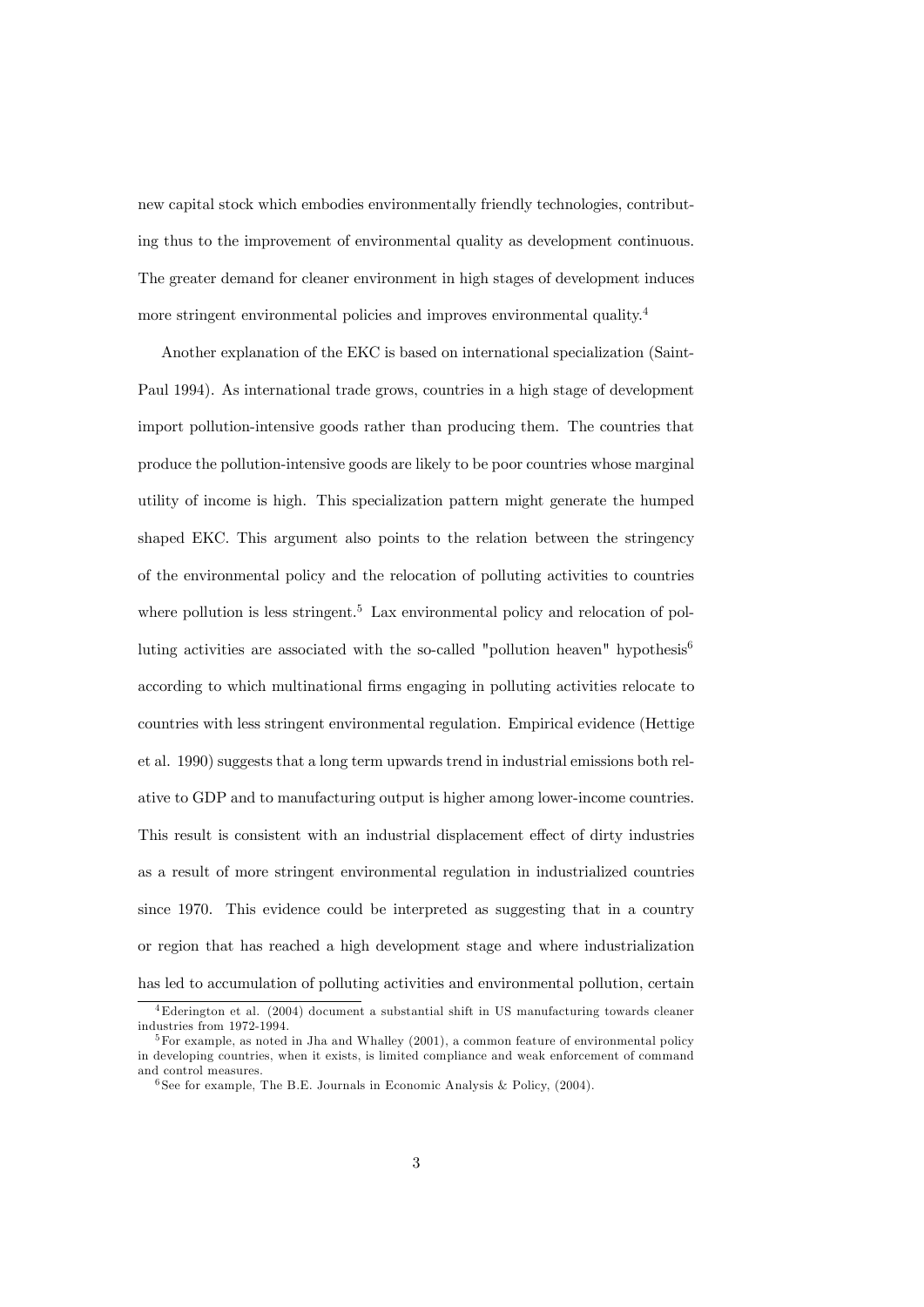new capital stock which embodies environmentally friendly technologies, contributing thus to the improvement of environmental quality as development continuous. The greater demand for cleaner environment in high stages of development induces more stringent environmental policies and improves environmental quality.[4]

Another explanation of the EKC is based on international specialization (Saint-Paul 1994). As international trade grows, countries in a high stage of development import pollution-intensive goods rather than producing them. The countries that produce the pollution-intensive goods are likely to be poor countries whose marginal utility of income is high. This specialization pattern might generate the humped shaped EKC. This argument also points to the relation between the stringency of the environmental policy and the relocation of polluting activities to countries where pollution is less stringent.[5] Lax environmental policy and relocation of polluting activities are associated with the so-called "pollution heaven" hypothesis[6] according to which multinational firms engaging in polluting activities relocate to countries with less stringent environmental regulation. Empirical evidence (Hettige et al. 1990) suggests that a long term upwards trend in industrial emissions both relative to GDP and to manufacturing output is higher among lower-income countries. This result is consistent with an industrial displacement effect of dirty industries as a result of more stringent environmental regulation in industrialized countries since 1970. This evidence could be interpreted as suggesting that in a country or region that has reached a high development stage and where industrialization has led to accumulation of polluting activities and environmental pollution, certain

[4] Ederington et al. (2004) document a substantial shift in US manufacturing towards cleaner industries from 1972-1994.

[5] For example, as noted in Jha and Whalley (2001), a common feature of environmental policy in developing countries, when it exists, is limited compliance and weak enforcement of command and control measures.

[6] See for example, The B.E. Journals in Economic Analysis & Policy, (2004).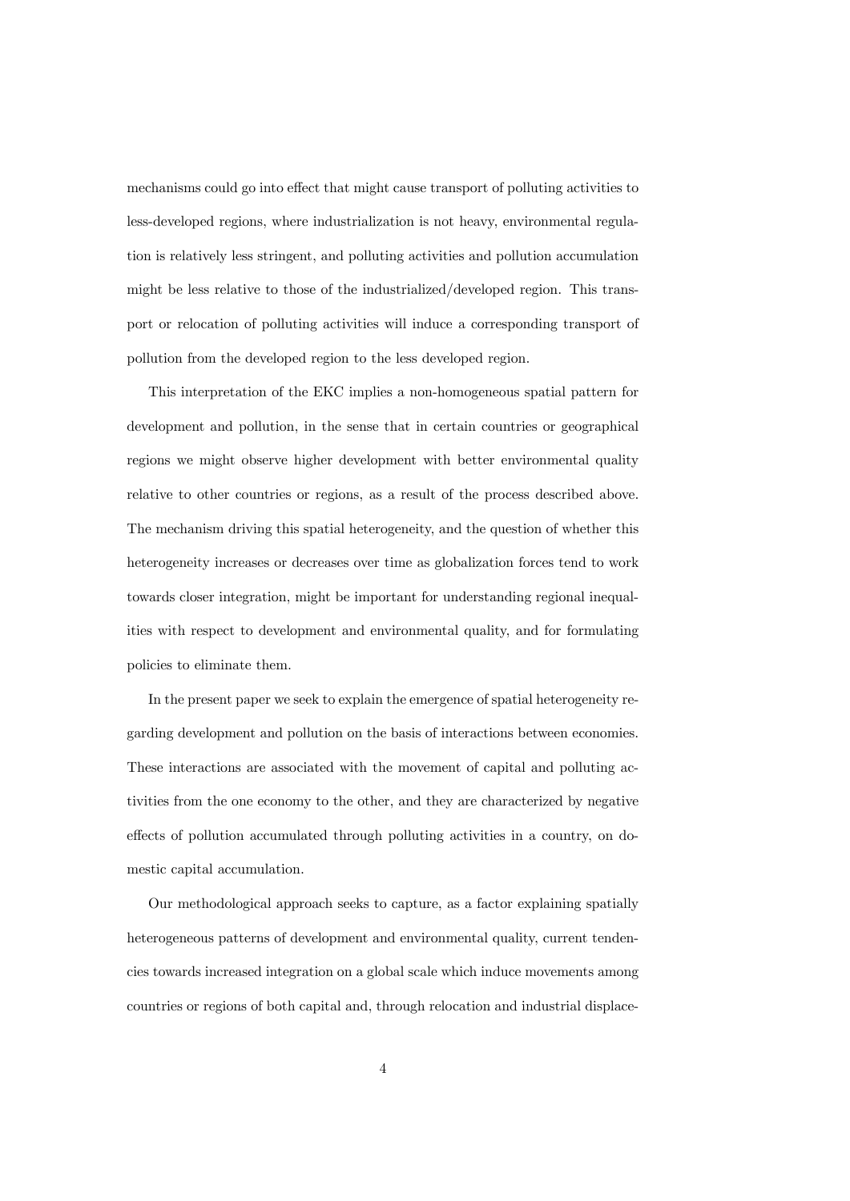mechanisms could go into effect that might cause transport of polluting activities to less-developed regions, where industrialization is not heavy, environmental regulation is relatively less stringent, and polluting activities and pollution accumulation might be less relative to those of the industrialized/developed region. This transport or relocation of polluting activities will induce a corresponding transport of pollution from the developed region to the less developed region.

This interpretation of the EKC implies a non-homogeneous spatial pattern for development and pollution, in the sense that in certain countries or geographical regions we might observe higher development with better environmental quality relative to other countries or regions, as a result of the process described above. The mechanism driving this spatial heterogeneity, and the question of whether this heterogeneity increases or decreases over time as globalization forces tend to work towards closer integration, might be important for understanding regional inequalities with respect to development and environmental quality, and for formulating policies to eliminate them.

In the present paper we seek to explain the emergence of spatial heterogeneity regarding development and pollution on the basis of interactions between economies. These interactions are associated with the movement of capital and polluting activities from the one economy to the other, and they are characterized by negative effects of pollution accumulated through polluting activities in a country, on domestic capital accumulation.

Our methodological approach seeks to capture, as a factor explaining spatially heterogeneous patterns of development and environmental quality, current tendencies towards increased integration on a global scale which induce movements among countries or regions of both capital and, through relocation and industrial displace-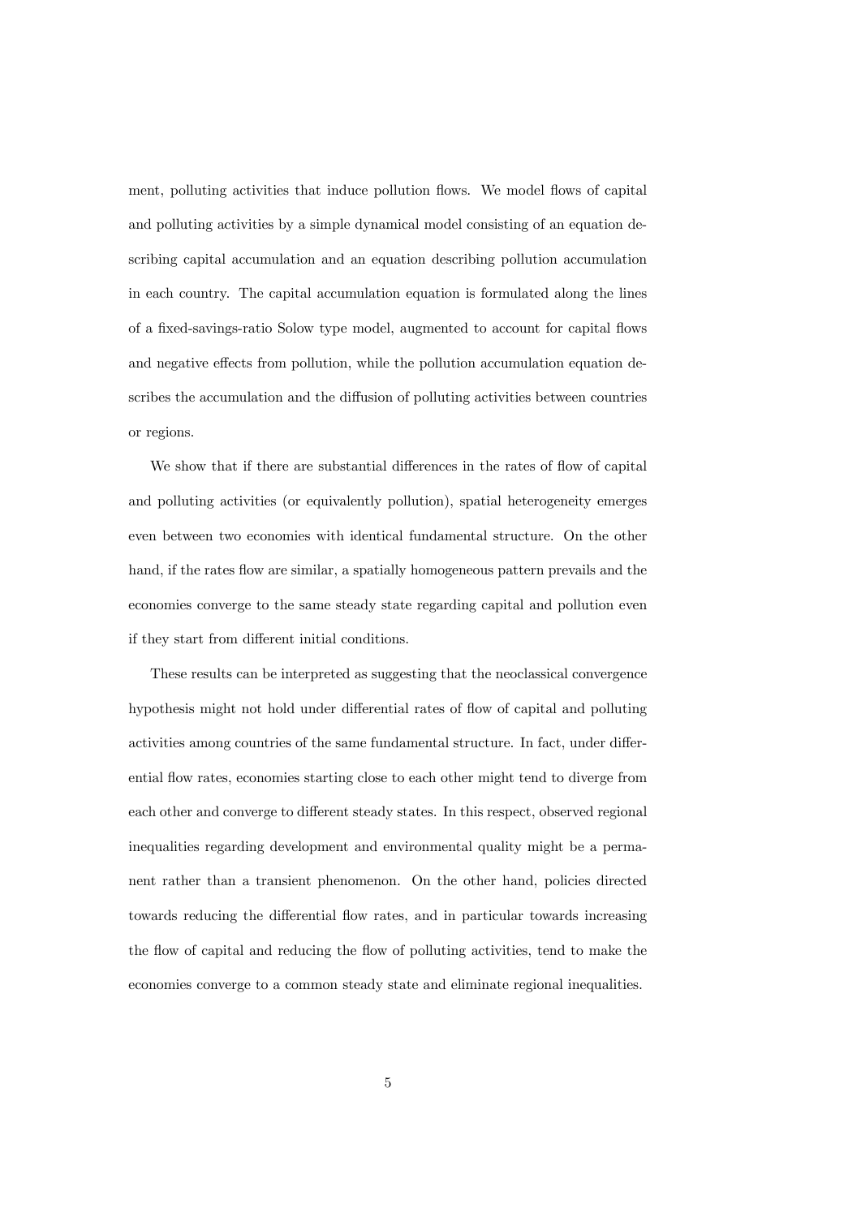ment, polluting activities that induce pollution flows. We model flows of capital and polluting activities by a simple dynamical model consisting of an equation describing capital accumulation and an equation describing pollution accumulation in each country. The capital accumulation equation is formulated along the lines of a fixed-savings-ratio Solow type model, augmented to account for capital flows and negative effects from pollution, while the pollution accumulation equation describes the accumulation and the diffusion of polluting activities between countries or regions.

We show that if there are substantial differences in the rates of flow of capital and polluting activities (or equivalently pollution), spatial heterogeneity emerges even between two economies with identical fundamental structure. On the other hand, if the rates flow are similar, a spatially homogeneous pattern prevails and the economies converge to the same steady state regarding capital and pollution even if they start from different initial conditions.

These results can be interpreted as suggesting that the neoclassical convergence hypothesis might not hold under differential rates of flow of capital and polluting activities among countries of the same fundamental structure. In fact, under differential flow rates, economies starting close to each other might tend to diverge from each other and converge to different steady states. In this respect, observed regional inequalities regarding development and environmental quality might be a permanent rather than a transient phenomenon. On the other hand, policies directed towards reducing the differential flow rates, and in particular towards increasing the flow of capital and reducing the flow of polluting activities, tend to make the economies converge to a common steady state and eliminate regional inequalities.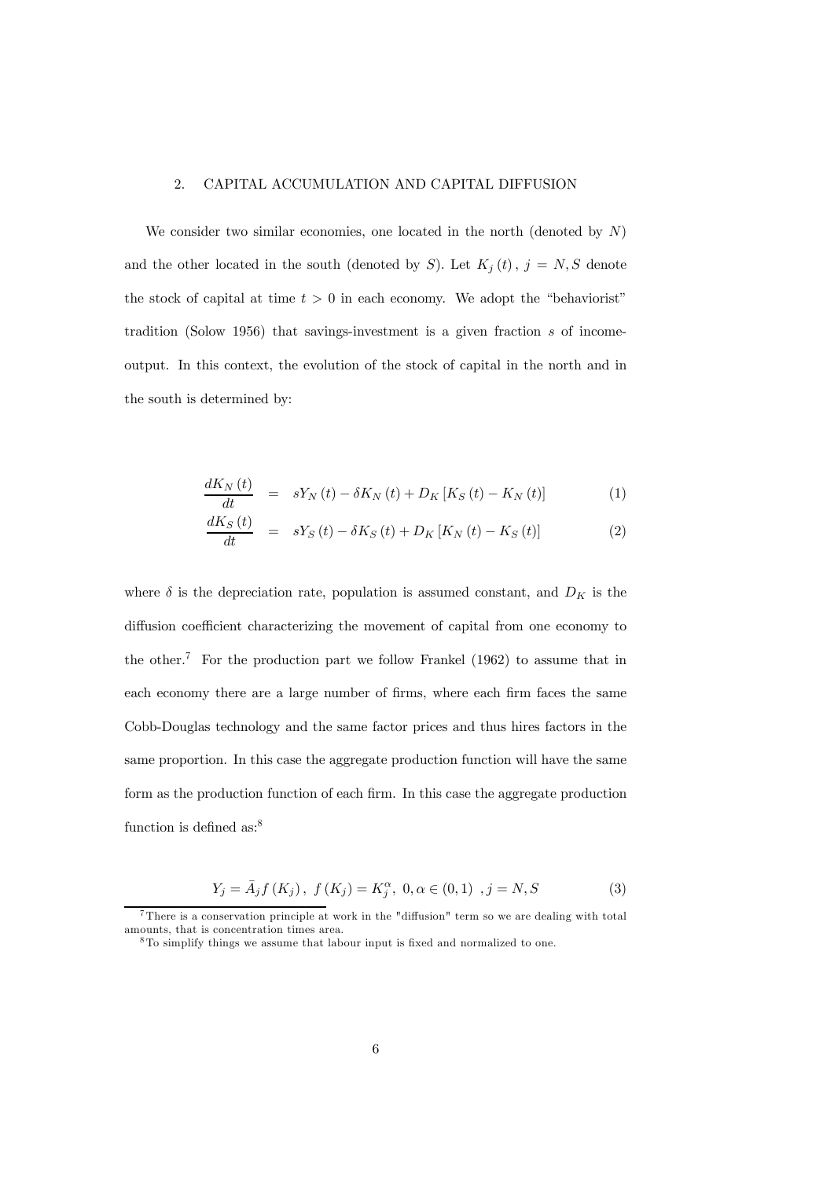## 2. CAPITAL ACCUMULATION AND CAPITAL DIFFUSION

We consider two similar economies, one located in the north (denoted by $N$) and the other located in the south (denoted by $S$). Let $K_j(t)$, $j = N, S$ denote the stock of capital at time $t > 0$ in each economy. We adopt the "behaviorist" tradition (Solow 1956) that savings-investment is a given fraction $s$ of income-output. In this context, the evolution of the stock of capital in the north and in the south is determined by:

$$
\begin{aligned}
\frac{dK_N(t)}{dt} &= sY_N(t) - \delta K_N(t) + D_K\left[K_S(t) - K_N(t)\right] \quad (1)\\
\frac{dK_S(t)}{dt} &= sY_S(t) - \delta K_S(t) + D_K\left[K_N(t) - K_S(t)\right] \quad (2)
\end{aligned}
$$

where $\delta$ is the depreciation rate, population is assumed constant, and $D_K$ is the diffusion coefficient characterizing the movement of capital from one economy to the other.[7] For the production part we follow Frankel (1962) to assume that in each economy there are a large number of firms, where each firm faces the same Cobb-Douglas technology and the same factor prices and thus hires factors in the same proportion. In this case the aggregate production function will have the same form as the production function of each firm. In this case the aggregate production function is defined as:[8]

$$
Y_j = \bar{A}_j f(K_j), \; f(K_j) = K_j^{\alpha}, \; 0, \alpha \in (0, 1) \;, j = N, S \quad (3)
$$

[7] There is a conservation principle at work in the "diffusion" term so we are dealing with total amounts, that is concentration times area.

[8] To simplify things we assume that labour input is fixed and normalized to one.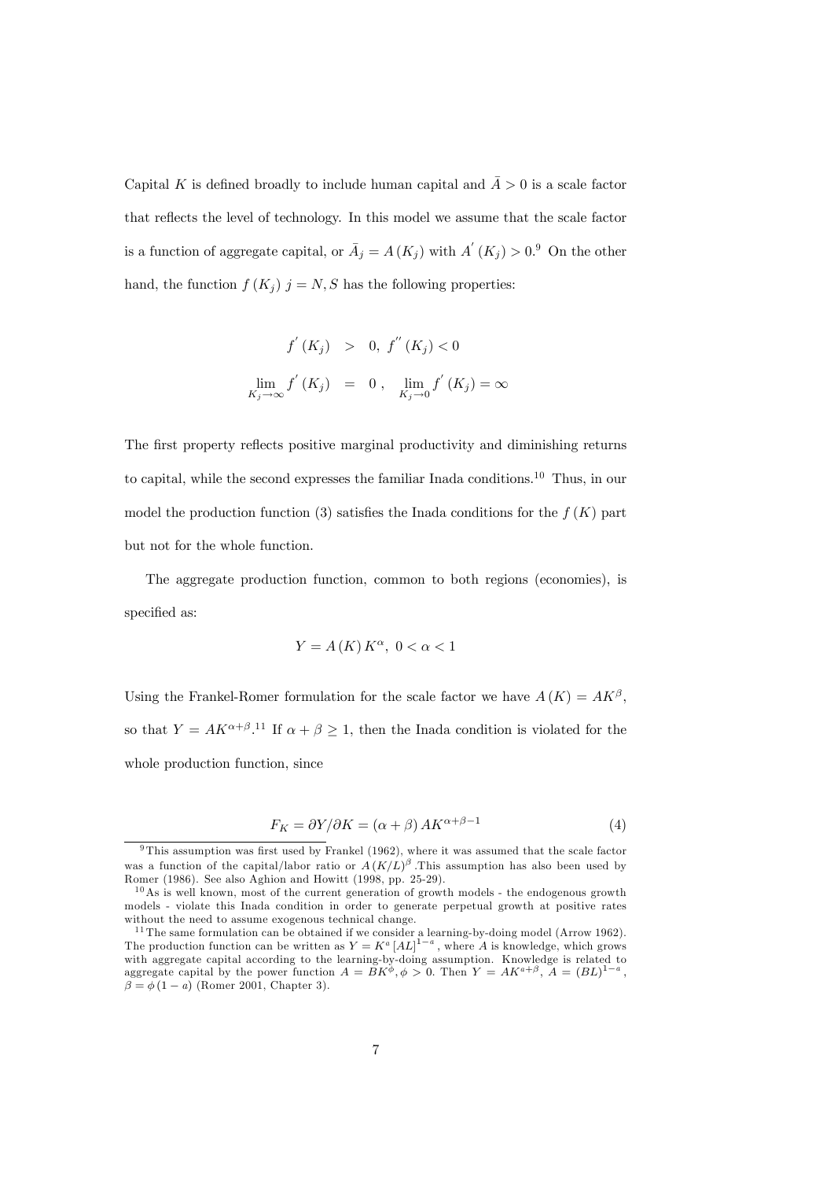Capital $K$ is defined broadly to include human capital and $\bar{A} > 0$ is a scale factor that reflects the level of technology. In this model we assume that the scale factor is a function of aggregate capital, or $\bar{A}_j = A(K_j)$ with $A'(K_j) > 0$.[9] On the other hand, the function $f(K_j)$ $j = N, S$ has the following properties:

$$
\begin{aligned}
f'(K_j) &> 0, \; f''(K_j) < 0 \\
\lim_{K_j \to \infty} f'(K_j) &= 0 \, , \quad \lim_{K_j \to 0} f'(K_j) = \infty
\end{aligned}
$$

The first property reflects positive marginal productivity and diminishing returns to capital, while the second expresses the familiar Inada conditions.[10] Thus, in our model the production function (3) satisfies the Inada conditions for the $f(K)$ part but not for the whole function.

The aggregate production function, common to both regions (economies), is specified as:

$$Y = A(K) K^{\alpha}, \; 0 < \alpha < 1$$

Using the Frankel-Romer formulation for the scale factor we have $A(K) = AK^{\beta}$, so that $Y = AK^{\alpha+\beta}$.[11] If $\alpha + \beta \geq 1$, then the Inada condition is violated for the whole production function, since

$$F_K = \partial Y / \partial K = (\alpha + \beta) AK^{\alpha+\beta-1} \tag{4}$$

---

[9] This assumption was first used by Frankel (1962), where it was assumed that the scale factor was a function of the capital/labor ratio or $A(K/L)^{\beta}$. This assumption has also been used by Romer (1986). See also Aghion and Howitt (1998, pp. 25-29).

[10] As is well known, most of the current generation of growth models - the endogenous growth models - violate this Inada condition in order to generate perpetual growth at positive rates without the need to assume exogenous technical change.

[11] The same formulation can be obtained if we consider a learning-by-doing model (Arrow 1962). The production function can be written as $Y = K^{a} [AL]^{1-a}$, where $A$ is knowledge, which grows with aggregate capital according to the learning-by-doing assumption. Knowledge is related to aggregate capital by the power function $A = BK^{\phi}, \phi > 0$. Then $Y = AK^{a+\beta}$, $A = (BL)^{1-a}$, $\beta = \phi(1-a)$ (Romer 2001, Chapter 3).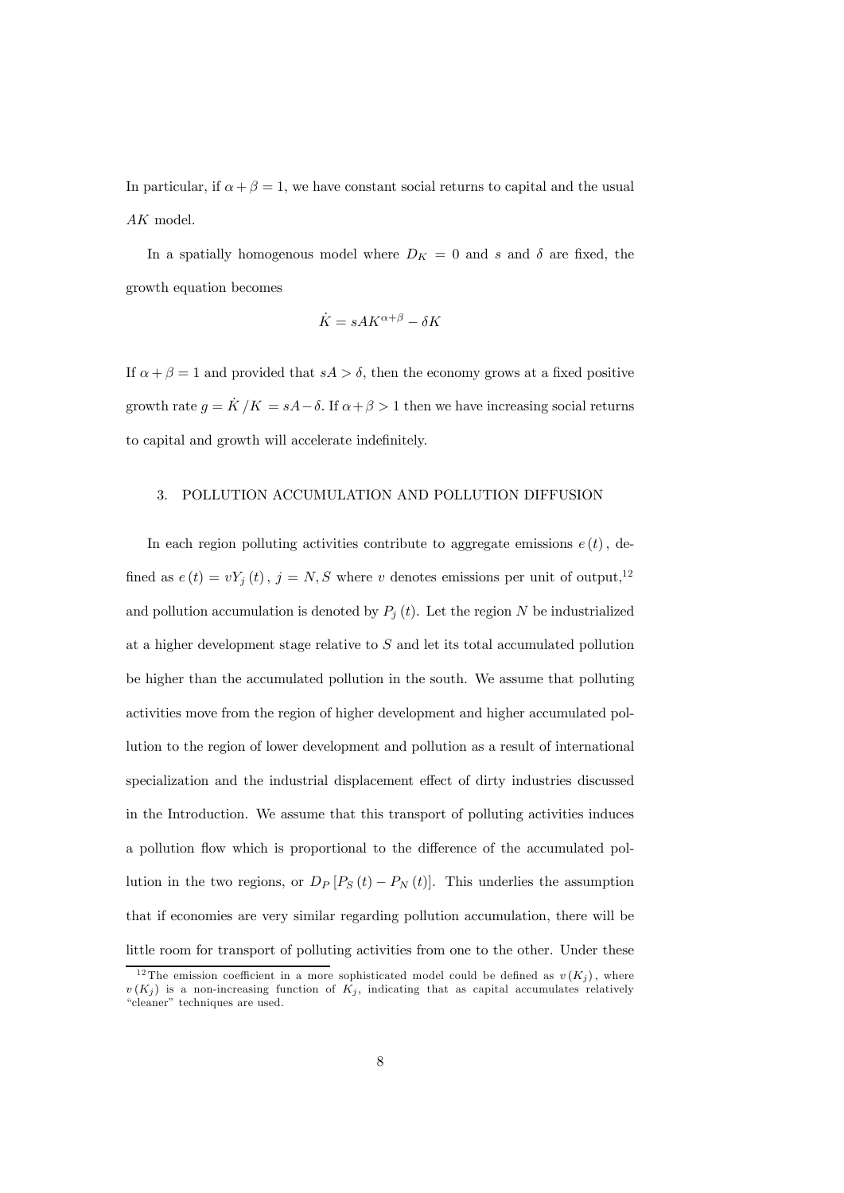In particular, if $\alpha + \beta = 1$, we have constant social returns to capital and the usual $AK$ model.

In a spatially homogenous model where $D_K = 0$ and $s$ and $\delta$ are fixed, the growth equation becomes

$$\dot{K} = sAK^{\alpha+\beta} - \delta K$$

If $\alpha + \beta = 1$ and provided that $sA > \delta$, then the economy grows at a fixed positive growth rate $g = \dot{K}/K = sA - \delta$. If $\alpha + \beta > 1$ then we have increasing social returns to capital and growth will accelerate indefinitely.

## 3. POLLUTION ACCUMULATION AND POLLUTION DIFFUSION

In each region polluting activities contribute to aggregate emissions $e(t)$, defined as $e(t) = vY_j(t)$, $j = N, S$ where $v$ denotes emissions per unit of output,[12] and pollution accumulation is denoted by $P_j(t)$. Let the region $N$ be industrialized at a higher development stage relative to $S$ and let its total accumulated pollution be higher than the accumulated pollution in the south. We assume that polluting activities move from the region of higher development and higher accumulated pollution to the region of lower development and pollution as a result of international specialization and the industrial displacement effect of dirty industries discussed in the Introduction. We assume that this transport of polluting activities induces a pollution flow which is proportional to the difference of the accumulated pollution in the two regions, or $D_P[P_S(t) - P_N(t)]$. This underlies the assumption that if economies are very similar regarding pollution accumulation, there will be little room for transport of polluting activities from one to the other. Under these

[12] The emission coefficient in a more sophisticated model could be defined as $v(K_j)$, where $v(K_j)$ is a non-increasing function of $K_j$, indicating that as capital accumulates relatively "cleaner" techniques are used.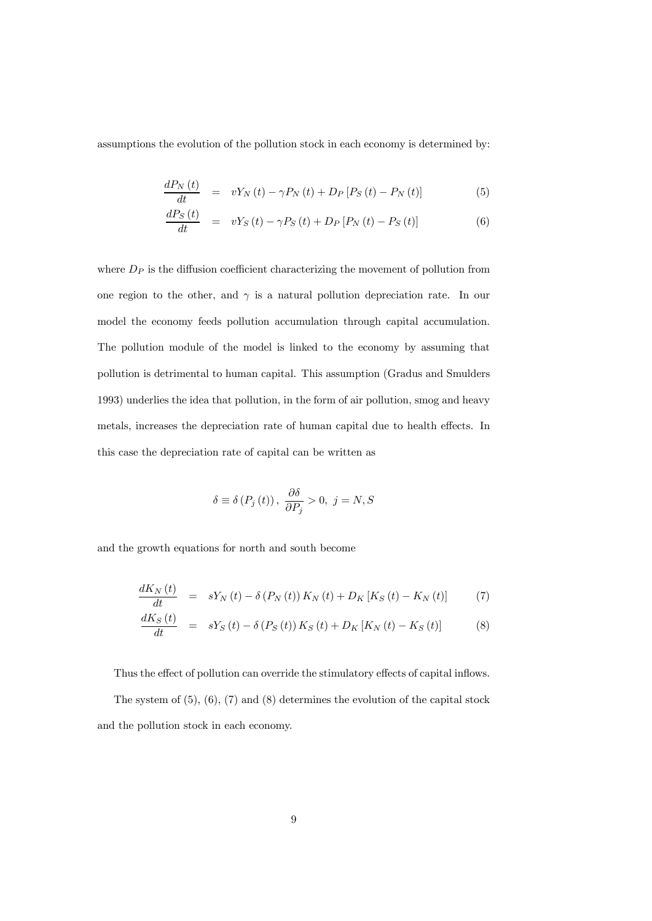assumptions the evolution of the pollution stock in each economy is determined by:

$$\frac{dP_N(t)}{dt} = vY_N(t) - \gamma P_N(t) + D_P[P_S(t) - P_N(t)] \tag{5}$$

$$\frac{dP_S(t)}{dt} = vY_S(t) - \gamma P_S(t) + D_P[P_N(t) - P_S(t)] \tag{6}$$

where $D_P$ is the diffusion coefficient characterizing the movement of pollution from one region to the other, and $\gamma$ is a natural pollution depreciation rate. In our model the economy feeds pollution accumulation through capital accumulation. The pollution module of the model is linked to the economy by assuming that pollution is detrimental to human capital. This assumption (Gradus and Smulders 1993) underlies the idea that pollution, in the form of air pollution, smog and heavy metals, increases the depreciation rate of human capital due to health effects. In this case the depreciation rate of capital can be written as

$$\delta \equiv \delta(P_j(t)), \; \frac{\partial \delta}{\partial P_j} > 0, \; j = N, S$$

and the growth equations for north and south become

$$\frac{dK_N(t)}{dt} = sY_N(t) - \delta(P_N(t))K_N(t) + D_K[K_S(t) - K_N(t)] \tag{7}$$

$$\frac{dK_S(t)}{dt} = sY_S(t) - \delta(P_S(t))K_S(t) + D_K[K_N(t) - K_S(t)] \tag{8}$$

Thus the effect of pollution can override the stimulatory effects of capital inflows.

The system of (5), (6), (7) and (8) determines the evolution of the capital stock and the pollution stock in each economy.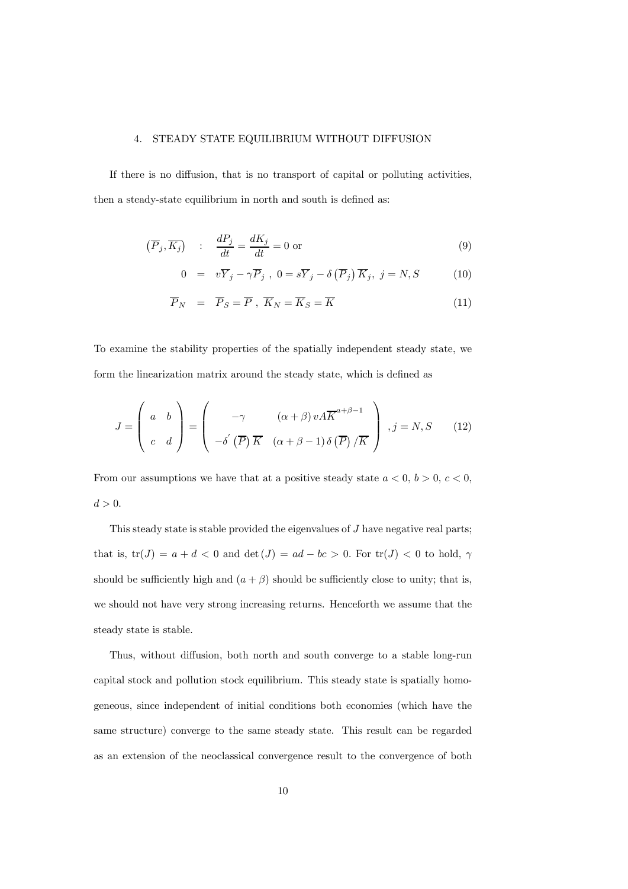## 4. STEADY STATE EQUILIBRIUM WITHOUT DIFFUSION

If there is no diffusion, that is no transport of capital or polluting activities, then a steady-state equilibrium in north and south is defined as:

$$\left(\overline{P}_j, \overline{K_j}\right) \quad : \quad \frac{dP_j}{dt} = \frac{dK_j}{dt} = 0 \text{ or} \tag{9}$$

$$0 \quad = \quad v\overline{Y}_j - \gamma \overline{P}_j \ , \ 0 = s\overline{Y}_j - \delta\left(\overline{P}_j\right)\overline{K}_j, \ j = N, S \tag{10}$$

$$\overline{P}_N \quad = \quad \overline{P}_S = \overline{P} \ , \ \overline{K}_N = \overline{K}_S = \overline{K} \tag{11}$$

To examine the stability properties of the spatially independent steady state, we form the linearization matrix around the steady state, which is defined as

$$J = \begin{pmatrix} a & b \\ c & d \end{pmatrix} = \begin{pmatrix} -\gamma & (\alpha+\beta)\, vA\overline{K}^{\alpha+\beta-1} \\ -\delta^{'}\left(\overline{P}\right)\overline{K} & (\alpha+\beta-1)\,\delta\left(\overline{P}\right)/\overline{K} \end{pmatrix}, j = N, S \tag{12}$$

From our assumptions we have that at a positive steady state $a < 0$, $b > 0$, $c < 0$, $d > 0$.

This steady state is stable provided the eigenvalues of $J$ have negative real parts; that is, $\mathrm{tr}(J) = a + d < 0$ and $\det(J) = ad - bc > 0$. For $\mathrm{tr}(J) < 0$ to hold, $\gamma$ should be sufficiently high and $(a+\beta)$ should be sufficiently close to unity; that is, we should not have very strong increasing returns. Henceforth we assume that the steady state is stable.

Thus, without diffusion, both north and south converge to a stable long-run capital stock and pollution stock equilibrium. This steady state is spatially homogeneous, since independent of initial conditions both economies (which have the same structure) converge to the same steady state. This result can be regarded as an extension of the neoclassical convergence result to the convergence of both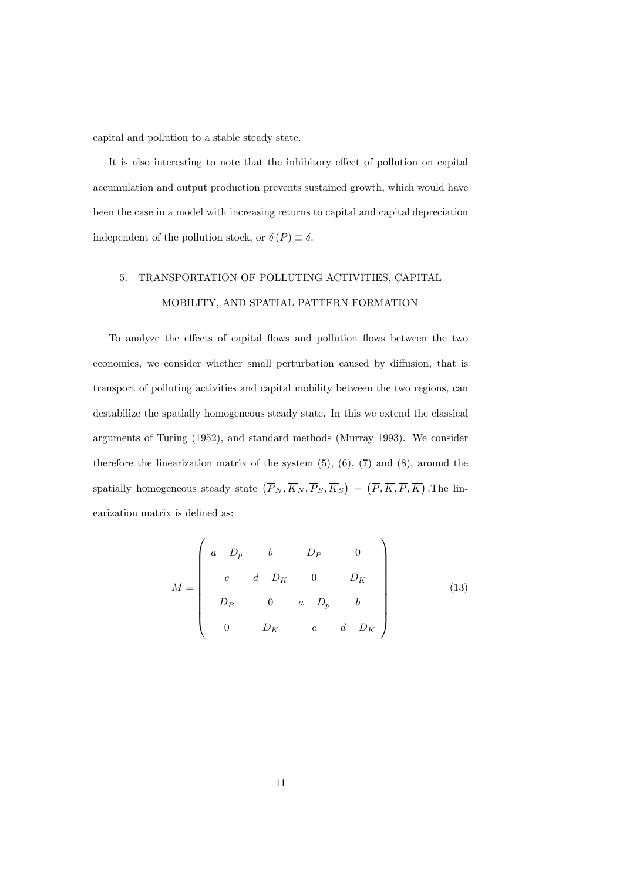capital and pollution to a stable steady state.

It is also interesting to note that the inhibitory effect of pollution on capital accumulation and output production prevents sustained growth, which would have been the case in a model with increasing returns to capital and capital depreciation independent of the pollution stock, or $\delta(P) \equiv \delta$.

## 5. TRANSPORTATION OF POLLUTING ACTIVITIES, CAPITAL MOBILITY, AND SPATIAL PATTERN FORMATION

To analyze the effects of capital flows and pollution flows between the two economies, we consider whether small perturbation caused by diffusion, that is transport of polluting activities and capital mobility between the two regions, can destabilize the spatially homogeneous steady state. In this we extend the classical arguments of Turing (1952), and standard methods (Murray 1993). We consider therefore the linearization matrix of the system (5), (6), (7) and (8), around the spatially homogeneous steady state $\left(\overline{P}_N, \overline{K}_N, \overline{P}_S, \overline{K}_S\right) = \left(\overline{P}, \overline{K}, \overline{P}, \overline{K}\right)$.The linearization matrix is defined as:

$$M = \begin{pmatrix} a - D_p & b & D_P & 0 \\ c & d - D_K & 0 & D_K \\ D_P & 0 & a - D_p & b \\ 0 & D_K & c & d - D_K \end{pmatrix} \tag{13}$$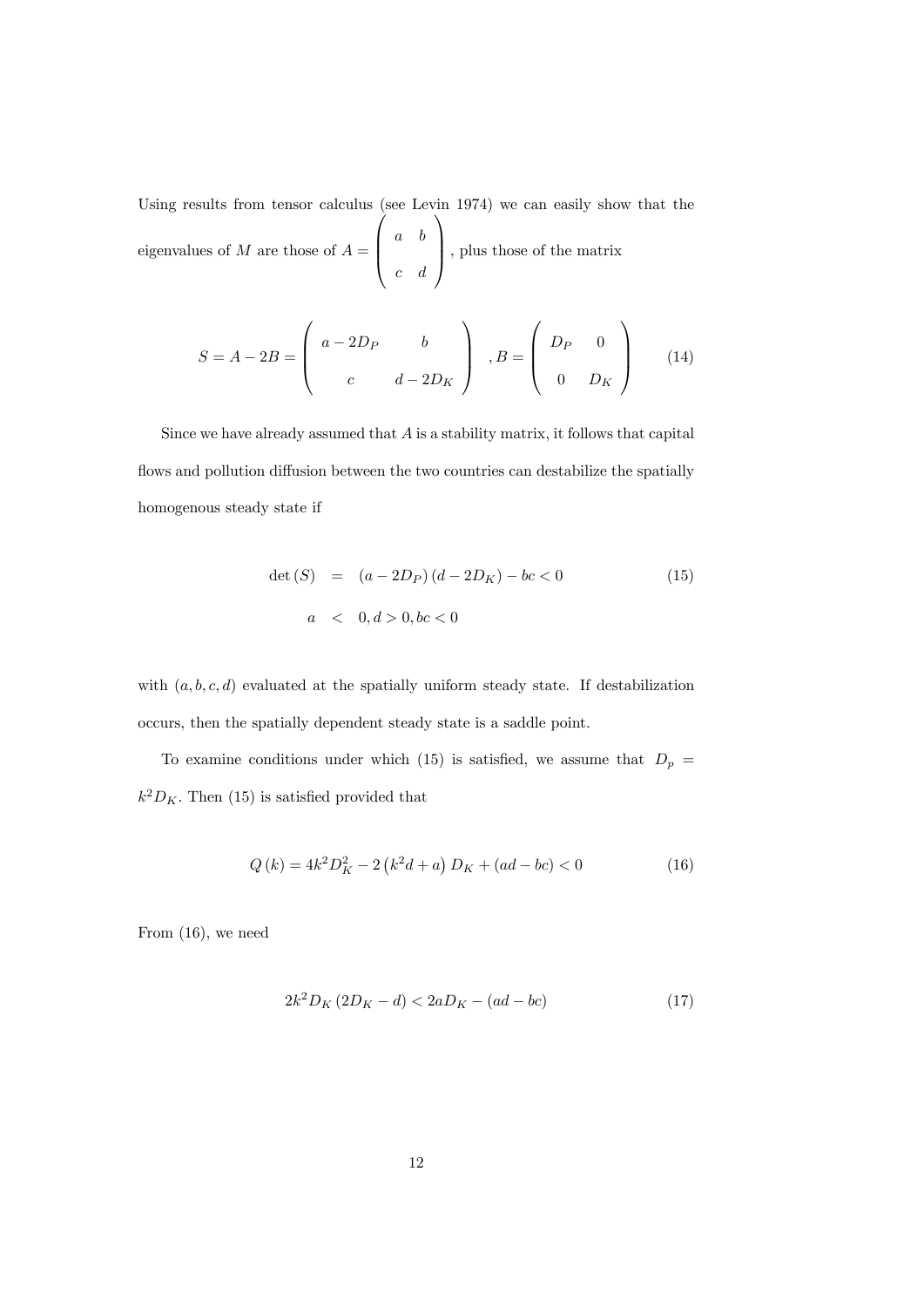Using results from tensor calculus (see Levin 1974) we can easily show that the eigenvalues of $M$ are those of $A = \begin{pmatrix} a & b \\ c & d \end{pmatrix}$, plus those of the matrix

$$S = A - 2B = \begin{pmatrix} a - 2D_P & b \\ c & d - 2D_K \end{pmatrix} \quad , B = \begin{pmatrix} D_P & 0 \\ 0 & D_K \end{pmatrix} \tag{14}$$

Since we have already assumed that $A$ is a stability matrix, it follows that capital flows and pollution diffusion between the two countries can destabilize the spatially homogenous steady state if

$$\begin{aligned} \det(S) &= (a - 2D_P)(d - 2D_K) - bc < 0 \\ a &< 0, d > 0, bc < 0 \end{aligned} \tag{15}$$

with $(a, b, c, d)$ evaluated at the spatially uniform steady state. If destabilization occurs, then the spatially dependent steady state is a saddle point.

To examine conditions under which (15) is satisfied, we assume that $D_p = k^2 D_K$. Then (15) is satisfied provided that

$$Q(k) = 4k^2 D_K^2 - 2(k^2 d + a) D_K + (ad - bc) < 0 \tag{16}$$

From (16), we need

$$2k^2 D_K (2D_K - d) < 2aD_K - (ad - bc) \tag{17}$$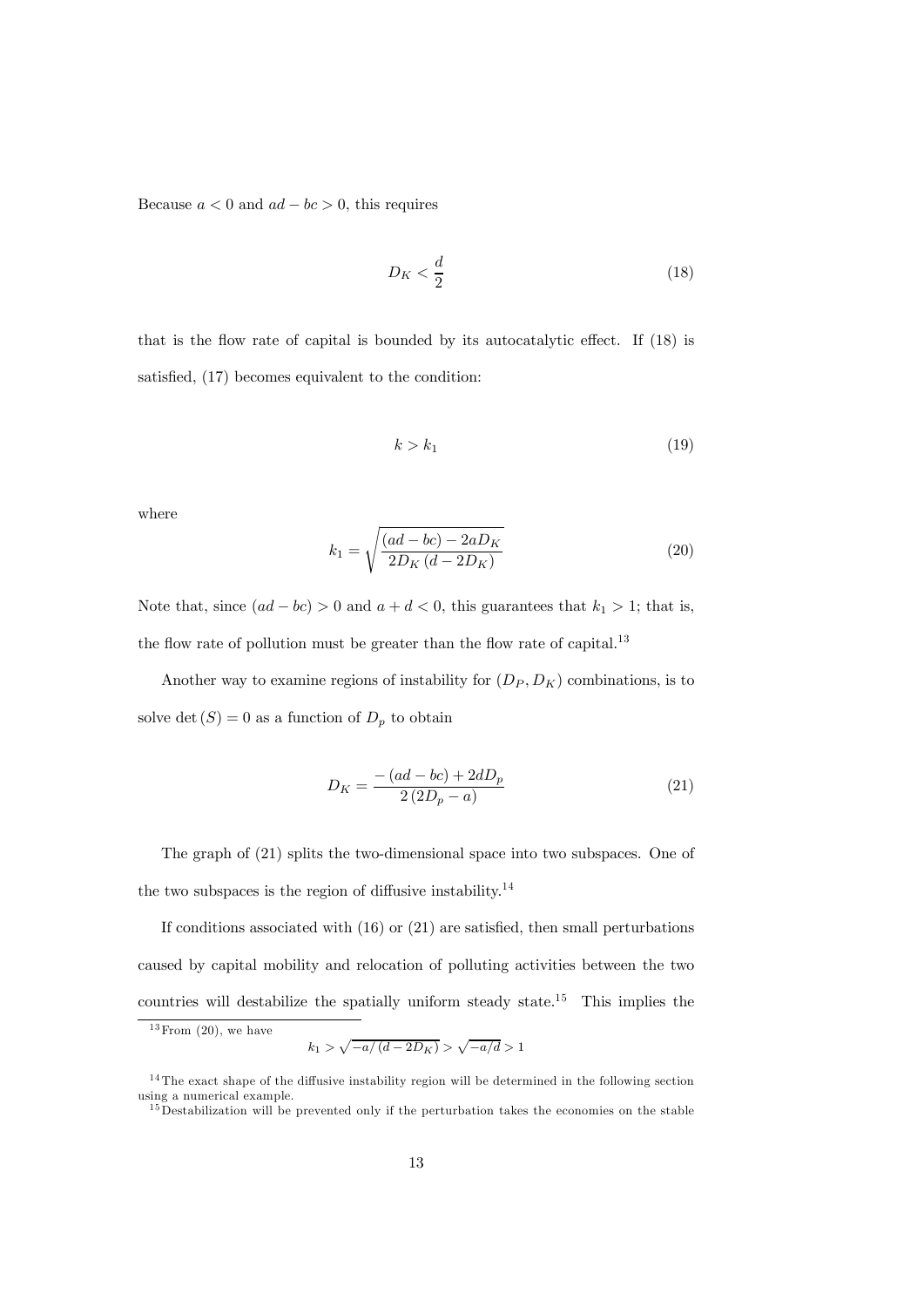Because $a < 0$ and $ad - bc > 0$, this requires

$$D_K < \frac{d}{2} \tag{18}$$

that is the flow rate of capital is bounded by its autocatalytic effect. If (18) is satisfied, (17) becomes equivalent to the condition:

$$k > k_1 \tag{19}$$

where

$$k_1 = \sqrt{\frac{(ad - bc) - 2aD_K}{2D_K (d - 2D_K)}} \tag{20}$$

Note that, since $(ad - bc) > 0$ and $a + d < 0$, this guarantees that $k_1 > 1$; that is, the flow rate of pollution must be greater than the flow rate of capital.[13]

Another way to examine regions of instability for $(D_P, D_K)$ combinations, is to solve $\det(S) = 0$ as a function of $D_p$ to obtain

$$D_K = \frac{-(ad - bc) + 2dD_p}{2(2D_p - a)} \tag{21}$$

The graph of (21) splits the two-dimensional space into two subspaces. One of the two subspaces is the region of diffusive instability.[14]

If conditions associated with (16) or (21) are satisfied, then small perturbations caused by capital mobility and relocation of polluting activities between the two countries will destabilize the spatially uniform steady state.[15] This implies the

---

[13] From (20), we have

$$k_1 > \sqrt{-a/(d - 2D_K)} > \sqrt{-a/d} > 1$$

[14] The exact shape of the diffusive instability region will be determined in the following section using a numerical example.

[15] Destabilization will be prevented only if the perturbation takes the economies on the stable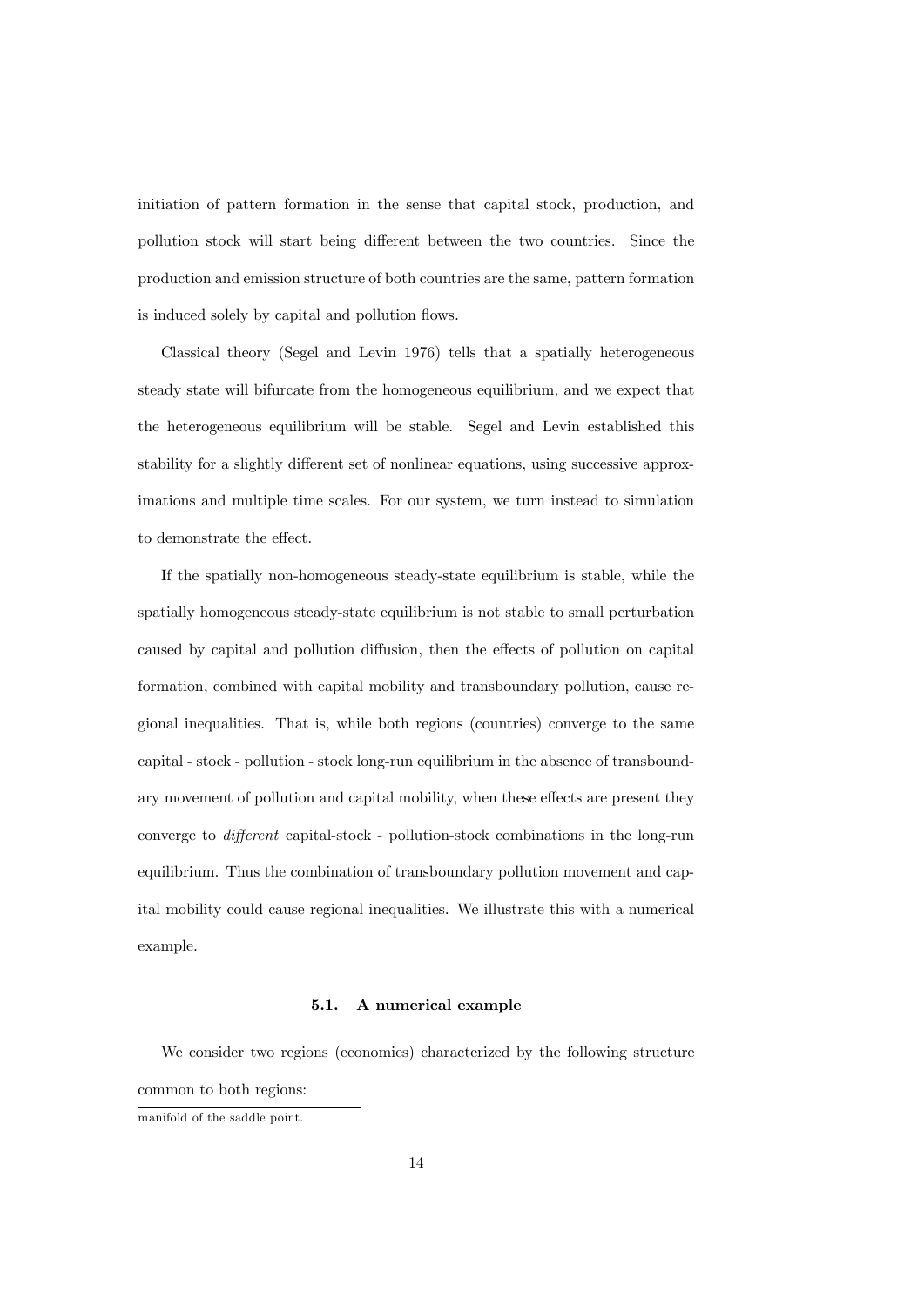initiation of pattern formation in the sense that capital stock, production, and pollution stock will start being different between the two countries. Since the production and emission structure of both countries are the same, pattern formation is induced solely by capital and pollution flows.

Classical theory (Segel and Levin 1976) tells that a spatially heterogeneous steady state will bifurcate from the homogeneous equilibrium, and we expect that the heterogeneous equilibrium will be stable. Segel and Levin established this stability for a slightly different set of nonlinear equations, using successive approximations and multiple time scales. For our system, we turn instead to simulation to demonstrate the effect.

If the spatially non-homogeneous steady-state equilibrium is stable, while the spatially homogeneous steady-state equilibrium is not stable to small perturbation caused by capital and pollution diffusion, then the effects of pollution on capital formation, combined with capital mobility and transboundary pollution, cause regional inequalities. That is, while both regions (countries) converge to the same capital - stock - pollution - stock long-run equilibrium in the absence of transboundary movement of pollution and capital mobility, when these effects are present they converge to *different* capital-stock - pollution-stock combinations in the long-run equilibrium. Thus the combination of transboundary pollution movement and capital mobility could cause regional inequalities. We illustrate this with a numerical example.

### 5.1. A numerical example

We consider two regions (economies) characterized by the following structure common to both regions:

manifold of the saddle point.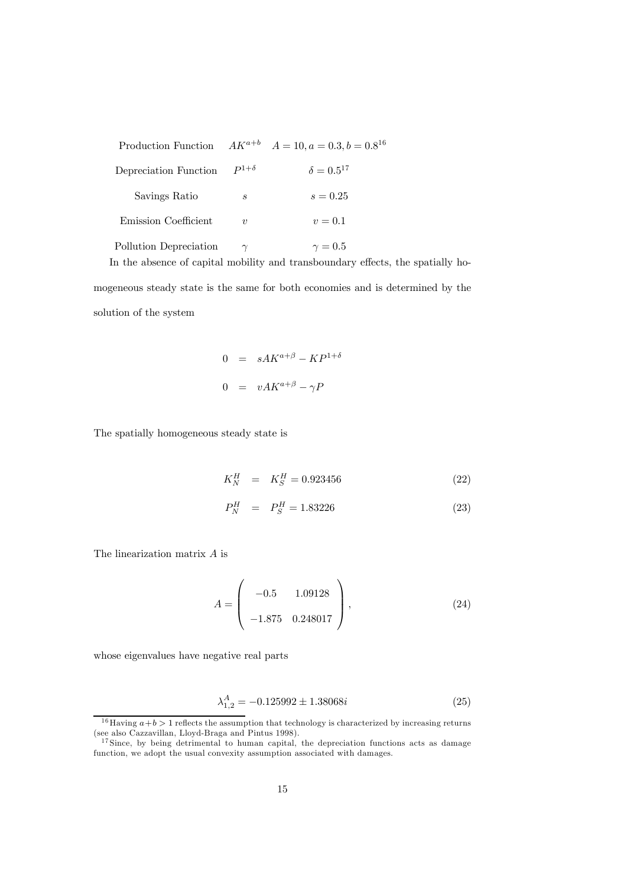| | | |
|---|---|---|
| Production Function | $AK^{a+b}$ | $A = 10, a = 0.3, b = 0.8$[16] |
| Depreciation Function | $P^{1+\delta}$ | $\delta = 0.5$[17] |
| Savings Ratio | $s$ | $s = 0.25$ |
| Emission Coefficient | $v$ | $v = 0.1$ |
| Pollution Depreciation | $\gamma$ | $\gamma = 0.5$ |

In the absence of capital mobility and transboundary effects, the spatially homogeneous steady state is the same for both economies and is determined by the solution of the system

$$
\begin{aligned}
0 &= sAK^{a+\beta} - KP^{1+\delta} \\
0 &= vAK^{a+\beta} - \gamma P
\end{aligned}
$$

The spatially homogeneous steady state is

$$K_N^H = K_S^H = 0.923456 \tag{22}$$

$$P_N^H = P_S^H = 1.83226 \tag{23}$$

The linearization matrix $A$ is

$$A = \begin{pmatrix} -0.5 & 1.09128 \\ -1.875 & 0.248017 \end{pmatrix}, \tag{24}$$

whose eigenvalues have negative real parts

$$\lambda_{1,2}^A = -0.125992 \pm 1.38068i \tag{25}$$

[16] Having $a+b > 1$ reflects the assumption that technology is characterized by increasing returns (see also Cazzavillan, Lloyd-Braga and Pintus 1998).

[17] Since, by being detrimental to human capital, the depreciation functions acts as damage function, we adopt the usual convexity assumption associated with damages.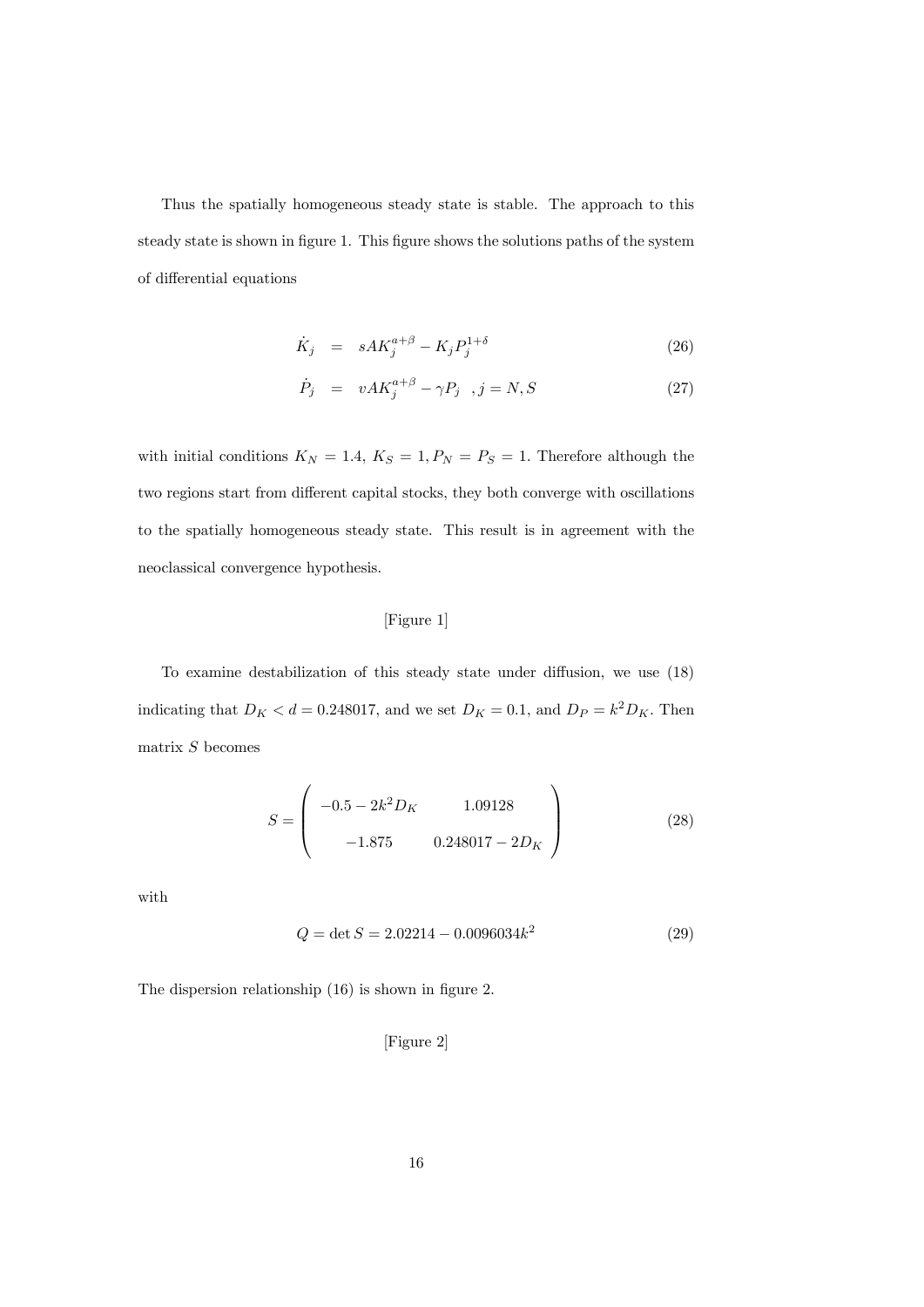Thus the spatially homogeneous steady state is stable. The approach to this steady state is shown in figure 1. This figure shows the solutions paths of the system of differential equations

$$\dot{K}_j = sAK_j^{a+\beta} - K_j P_j^{1+\delta} \tag{26}$$

$$\dot{P}_j = vAK_j^{a+\beta} - \gamma P_j \quad , j = N, S \tag{27}$$

with initial conditions $K_N = 1.4$, $K_S = 1, P_N = P_S = 1$. Therefore although the two regions start from different capital stocks, they both converge with oscillations to the spatially homogeneous steady state. This result is in agreement with the neoclassical convergence hypothesis.

[Figure 1]

To examine destabilization of this steady state under diffusion, we use (18) indicating that $D_K < d = 0.248017$, and we set $D_K = 0.1$, and $D_P = k^2 D_K$. Then matrix $S$ becomes

$$S = \begin{pmatrix} -0.5 - 2k^2 D_K & 1.09128 \\ -1.875 & 0.248017 - 2D_K \end{pmatrix} \tag{28}$$

with

$$Q = \det S = 2.02214 - 0.0096034k^2 \tag{29}$$

The dispersion relationship (16) is shown in figure 2.

[Figure 2]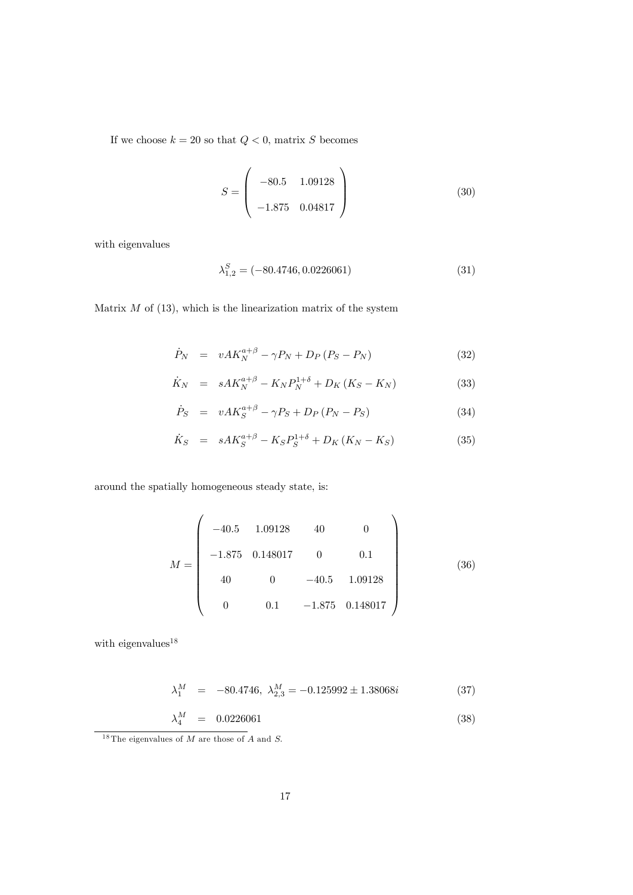If we choose $k = 20$ so that $Q < 0$, matrix $S$ becomes

$$S = \begin{pmatrix} -80.5 & 1.09128 \\ -1.875 & 0.04817 \end{pmatrix} \tag{30}$$

with eigenvalues

$$\lambda_{1,2}^S = (-80.4746, 0.0226061) \tag{31}$$

Matrix $M$ of (13), which is the linearization matrix of the system

$$\dot{P}_N = vAK_N^{a+\beta} - \gamma P_N + D_P (P_S - P_N) \tag{32}$$

$$\dot{K}_N = sAK_N^{a+\beta} - K_N P_N^{1+\delta} + D_K (K_S - K_N) \tag{33}$$

$$\dot{P}_S = vAK_S^{a+\beta} - \gamma P_S + D_P (P_N - P_S) \tag{34}$$

$$\dot{K}_S = sAK_S^{a+\beta} - K_S P_S^{1+\delta} + D_K (K_N - K_S) \tag{35}$$

around the spatially homogeneous steady state, is:

$$M = \begin{pmatrix} -40.5 & 1.09128 & 40 & 0 \\ -1.875 & 0.148017 & 0 & 0.1 \\ 40 & 0 & -40.5 & 1.09128 \\ 0 & 0.1 & -1.875 & 0.148017 \end{pmatrix} \tag{36}$$

with eigenvalues[18]

$$\lambda_1^M = -80.4746, \ \lambda_{2,3}^M = -0.125992 \pm 1.38068i \tag{37}$$

$$\lambda_4^M = 0.0226061 \tag{38}$$

[18] The eigenvalues of $M$ are those of $A$ and $S$.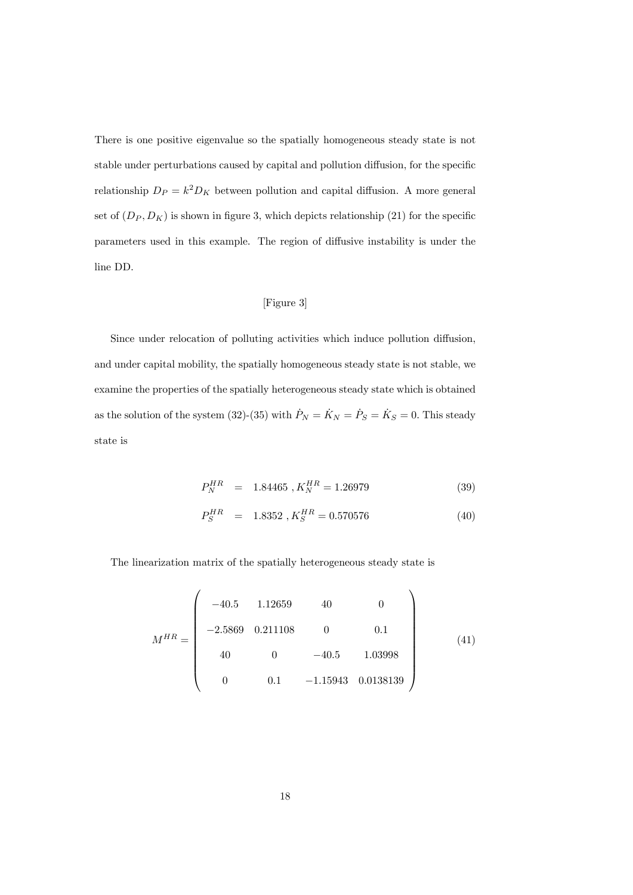There is one positive eigenvalue so the spatially homogeneous steady state is not stable under perturbations caused by capital and pollution diffusion, for the specific relationship $D_P = k^2 D_K$ between pollution and capital diffusion. A more general set of $(D_P, D_K)$ is shown in figure 3, which depicts relationship (21) for the specific parameters used in this example. The region of diffusive instability is under the line DD.

[Figure 3]

Since under relocation of polluting activities which induce pollution diffusion, and under capital mobility, the spatially homogeneous steady state is not stable, we examine the properties of the spatially heterogeneous steady state which is obtained as the solution of the system (32)-(35) with $\dot{P}_N = \dot{K}_N = \dot{P}_S = \dot{K}_S = 0$. This steady state is

$$
\begin{aligned}
P_N^{HR} &= 1.84465 \text{ , } K_N^{HR} = 1.26979 && (39) \\
P_S^{HR} &= 1.8352 \text{ , } K_S^{HR} = 0.570576 && (40)
\end{aligned}
$$

The linearization matrix of the spatially heterogeneous steady state is

$$
M^{HR} = \begin{pmatrix} -40.5 & 1.12659 & 40 & 0 \\ -2.5869 & 0.211108 & 0 & 0.1 \\ 40 & 0 & -40.5 & 1.03998 \\ 0 & 0.1 & -1.15943 & 0.0138139 \end{pmatrix} \tag{41}
$$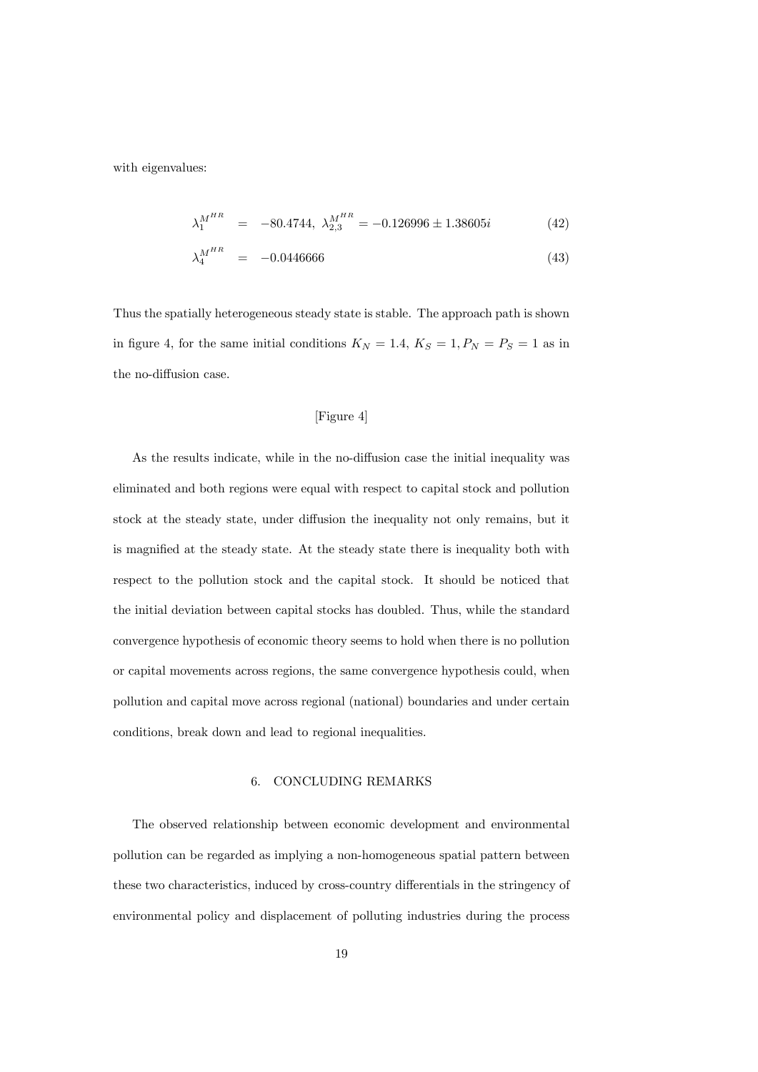with eigenvalues:

$$\lambda_1^{M^{HR}} = -80.4744, \ \lambda_{2,3}^{M^{HR}} = -0.126996 \pm 1.38605i \tag{42}$$

$$\lambda_4^{M^{HR}} = -0.0446666 \tag{43}$$

Thus the spatially heterogeneous steady state is stable. The approach path is shown in figure 4, for the same initial conditions $K_N = 1.4$, $K_S = 1, P_N = P_S = 1$ as in the no-diffusion case.

[Figure 4]

As the results indicate, while in the no-diffusion case the initial inequality was eliminated and both regions were equal with respect to capital stock and pollution stock at the steady state, under diffusion the inequality not only remains, but it is magnified at the steady state. At the steady state there is inequality both with respect to the pollution stock and the capital stock. It should be noticed that the initial deviation between capital stocks has doubled. Thus, while the standard convergence hypothesis of economic theory seems to hold when there is no pollution or capital movements across regions, the same convergence hypothesis could, when pollution and capital move across regional (national) boundaries and under certain conditions, break down and lead to regional inequalities.

## 6. CONCLUDING REMARKS

The observed relationship between economic development and environmental pollution can be regarded as implying a non-homogeneous spatial pattern between these two characteristics, induced by cross-country differentials in the stringency of environmental policy and displacement of polluting industries during the process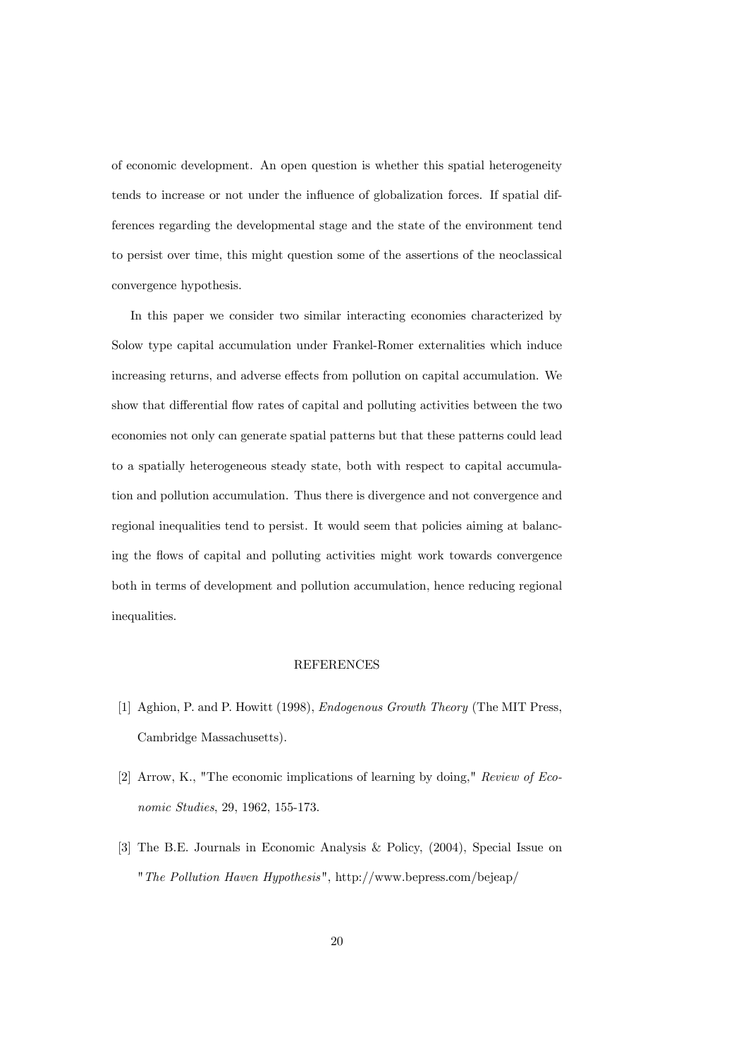of economic development. An open question is whether this spatial heterogeneity tends to increase or not under the influence of globalization forces. If spatial differences regarding the developmental stage and the state of the environment tend to persist over time, this might question some of the assertions of the neoclassical convergence hypothesis.

In this paper we consider two similar interacting economies characterized by Solow type capital accumulation under Frankel-Romer externalities which induce increasing returns, and adverse effects from pollution on capital accumulation. We show that differential flow rates of capital and polluting activities between the two economies not only can generate spatial patterns but that these patterns could lead to a spatially heterogeneous steady state, both with respect to capital accumulation and pollution accumulation. Thus there is divergence and not convergence and regional inequalities tend to persist. It would seem that policies aiming at balancing the flows of capital and polluting activities might work towards convergence both in terms of development and pollution accumulation, hence reducing regional inequalities.

## REFERENCES

[1] Aghion, P. and P. Howitt (1998), *Endogenous Growth Theory* (The MIT Press, Cambridge Massachusetts).

[2] Arrow, K., "The economic implications of learning by doing," *Review of Economic Studies*, 29, 1962, 155-173.

[3] The B.E. Journals in Economic Analysis & Policy, (2004), Special Issue on "*The Pollution Haven Hypothesis*", http://www.bepress.com/bejeap/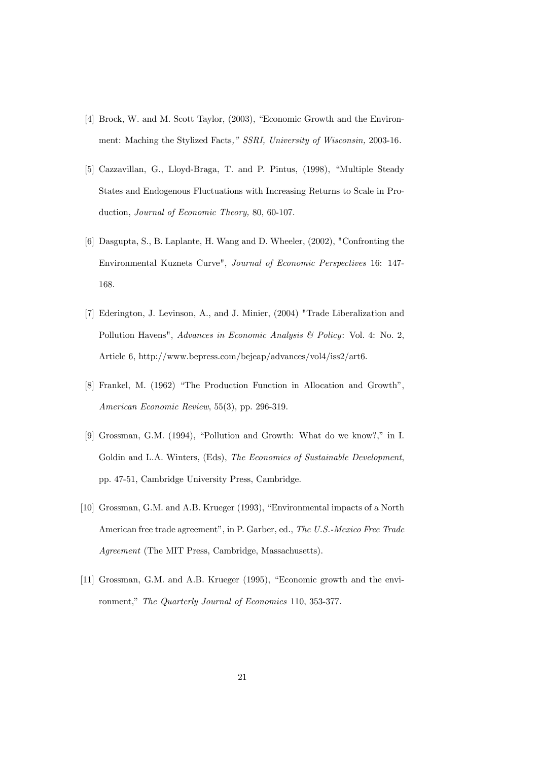[4] Brock, W. and M. Scott Taylor, (2003), "Economic Growth and the Environment: Maching the Stylized Facts," *SSRI, University of Wisconsin,* 2003-16.

[5] Cazzavillan, G., Lloyd-Braga, T. and P. Pintus, (1998), "Multiple Steady States and Endogenous Fluctuations with Increasing Returns to Scale in Production, *Journal of Economic Theory,* 80, 60-107.

[6] Dasgupta, S., B. Laplante, H. Wang and D. Wheeler, (2002), "Confronting the Environmental Kuznets Curve", *Journal of Economic Perspectives* 16: 147-168.

[7] Ederington, J. Levinson, A., and J. Minier, (2004) "Trade Liberalization and Pollution Havens", *Advances in Economic Analysis & Policy*: Vol. 4: No. 2, Article 6, http://www.bepress.com/bejeap/advances/vol4/iss2/art6.

[8] Frankel, M. (1962) "The Production Function in Allocation and Growth", *American Economic Review*, 55(3), pp. 296-319.

[9] Grossman, G.M. (1994), "Pollution and Growth: What do we know?," in I. Goldin and L.A. Winters, (Eds), *The Economics of Sustainable Development*, pp. 47-51, Cambridge University Press, Cambridge.

[10] Grossman, G.M. and A.B. Krueger (1993), "Environmental impacts of a North American free trade agreement", in P. Garber, ed., *The U.S.-Mexico Free Trade Agreement* (The MIT Press, Cambridge, Massachusetts).

[11] Grossman, G.M. and A.B. Krueger (1995), "Economic growth and the environment," *The Quarterly Journal of Economics* 110, 353-377.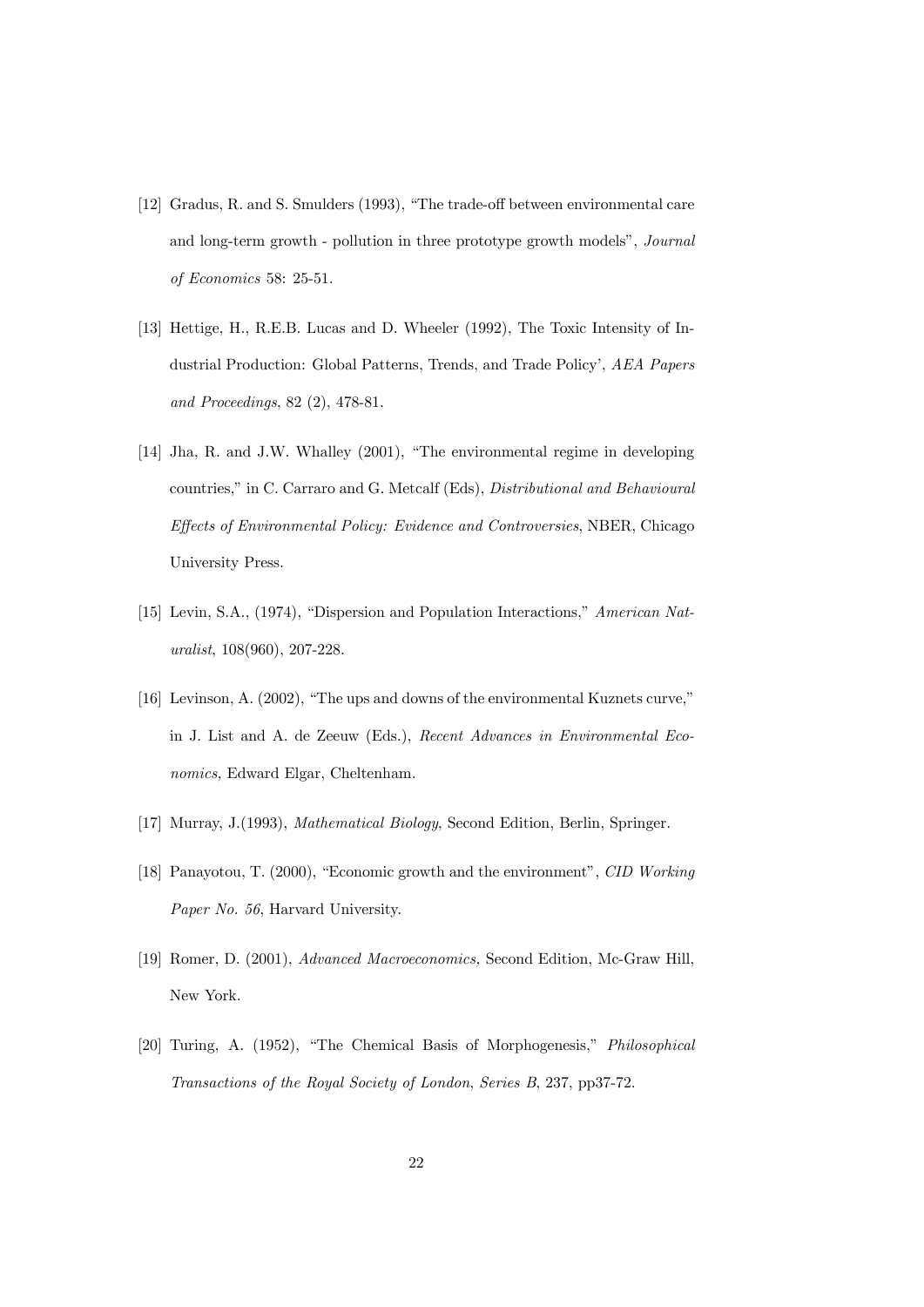[12] Gradus, R. and S. Smulders (1993), "The trade-off between environmental care and long-term growth - pollution in three prototype growth models", *Journal of Economics* 58: 25-51.

[13] Hettige, H., R.E.B. Lucas and D. Wheeler (1992), The Toxic Intensity of Industrial Production: Global Patterns, Trends, and Trade Policy', *AEA Papers and Proceedings*, 82 (2), 478-81.

[14] Jha, R. and J.W. Whalley (2001), "The environmental regime in developing countries," in C. Carraro and G. Metcalf (Eds), *Distributional and Behavioural Effects of Environmental Policy: Evidence and Controversies*, NBER, Chicago University Press.

[15] Levin, S.A., (1974), "Dispersion and Population Interactions," *American Naturalist*, 108(960), 207-228.

[16] Levinson, A. (2002), "The ups and downs of the environmental Kuznets curve," in J. List and A. de Zeeuw (Eds.), *Recent Advances in Environmental Economics,* Edward Elgar, Cheltenham.

[17] Murray, J.(1993), *Mathematical Biology*, Second Edition, Berlin, Springer.

[18] Panayotou, T. (2000), "Economic growth and the environment", *CID Working Paper No. 56*, Harvard University.

[19] Romer, D. (2001), *Advanced Macroeconomics,* Second Edition, Mc-Graw Hill, New York.

[20] Turing, A. (1952), "The Chemical Basis of Morphogenesis," *Philosophical Transactions of the Royal Society of London*, *Series B*, 237, pp37-72.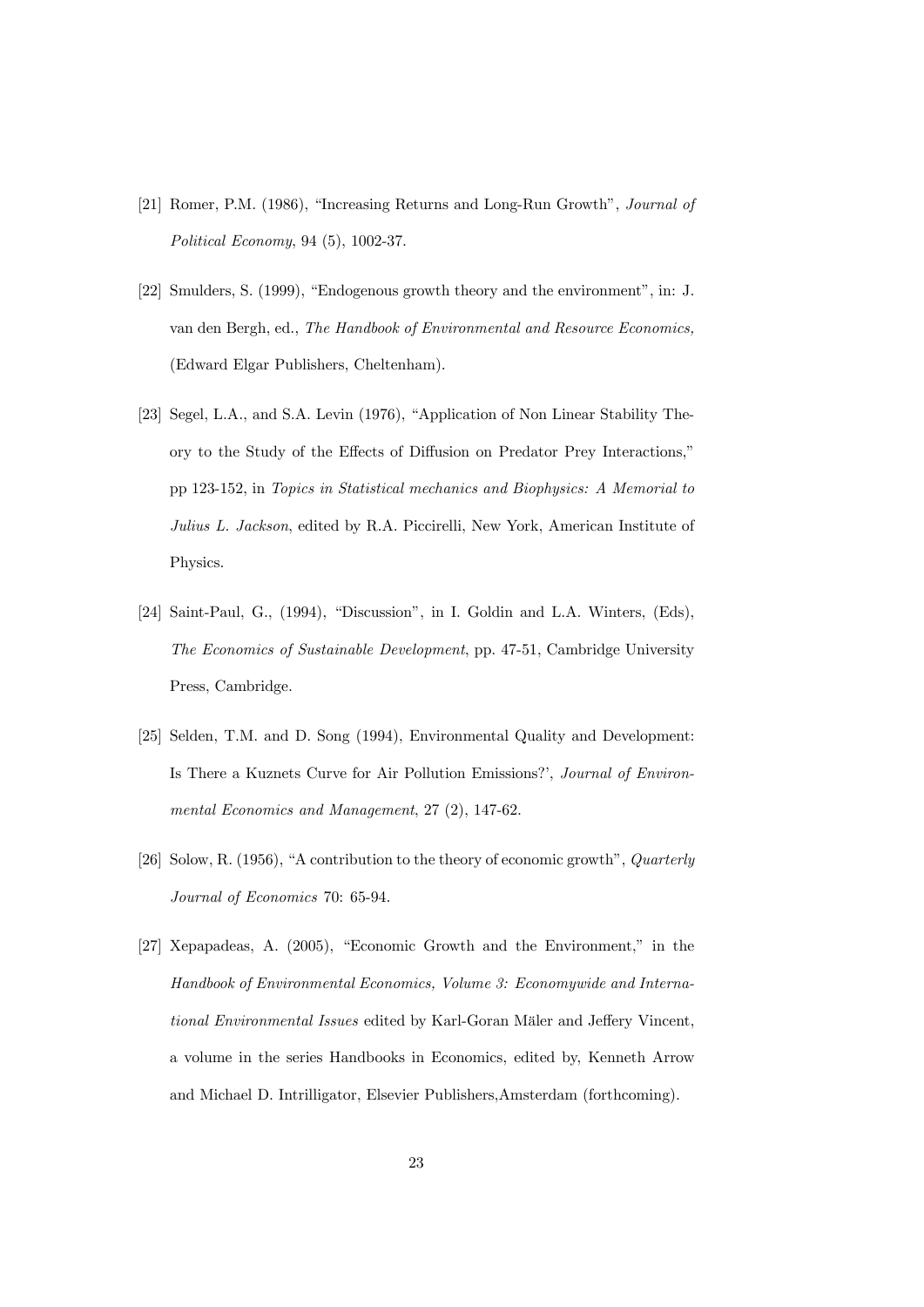[21] Romer, P.M. (1986), "Increasing Returns and Long-Run Growth", *Journal of Political Economy*, 94 (5), 1002-37.

[22] Smulders, S. (1999), "Endogenous growth theory and the environment", in: J. van den Bergh, ed., *The Handbook of Environmental and Resource Economics,* (Edward Elgar Publishers, Cheltenham).

[23] Segel, L.A., and S.A. Levin (1976), "Application of Non Linear Stability Theory to the Study of the Effects of Diffusion on Predator Prey Interactions," pp 123-152, in *Topics in Statistical mechanics and Biophysics: A Memorial to Julius L. Jackson*, edited by R.A. Piccirelli, New York, American Institute of Physics.

[24] Saint-Paul, G., (1994), "Discussion", in I. Goldin and L.A. Winters, (Eds), *The Economics of Sustainable Development*, pp. 47-51, Cambridge University Press, Cambridge.

[25] Selden, T.M. and D. Song (1994), Environmental Quality and Development: Is There a Kuznets Curve for Air Pollution Emissions?', *Journal of Environmental Economics and Management*, 27 (2), 147-62.

[26] Solow, R. (1956), "A contribution to the theory of economic growth", *Quarterly Journal of Economics* 70: 65-94.

[27] Xepapadeas, A. (2005), "Economic Growth and the Environment," in the *Handbook of Environmental Economics, Volume 3: Economywide and International Environmental Issues* edited by Karl-Goran Mäler and Jeffery Vincent, a volume in the series Handbooks in Economics, edited by, Kenneth Arrow and Michael D. Intrilligator, Elsevier Publishers,Amsterdam (forthcoming).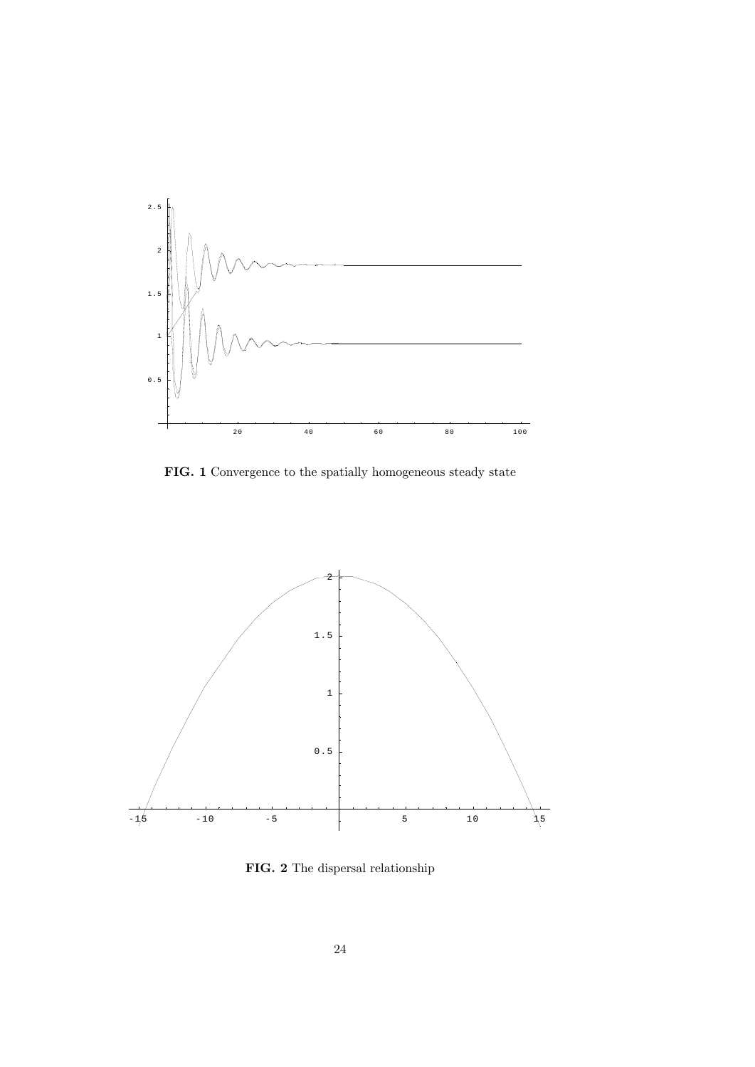**FIG. 1** Convergence to the spatially homogeneous steady state

**FIG. 2** The dispersal relationship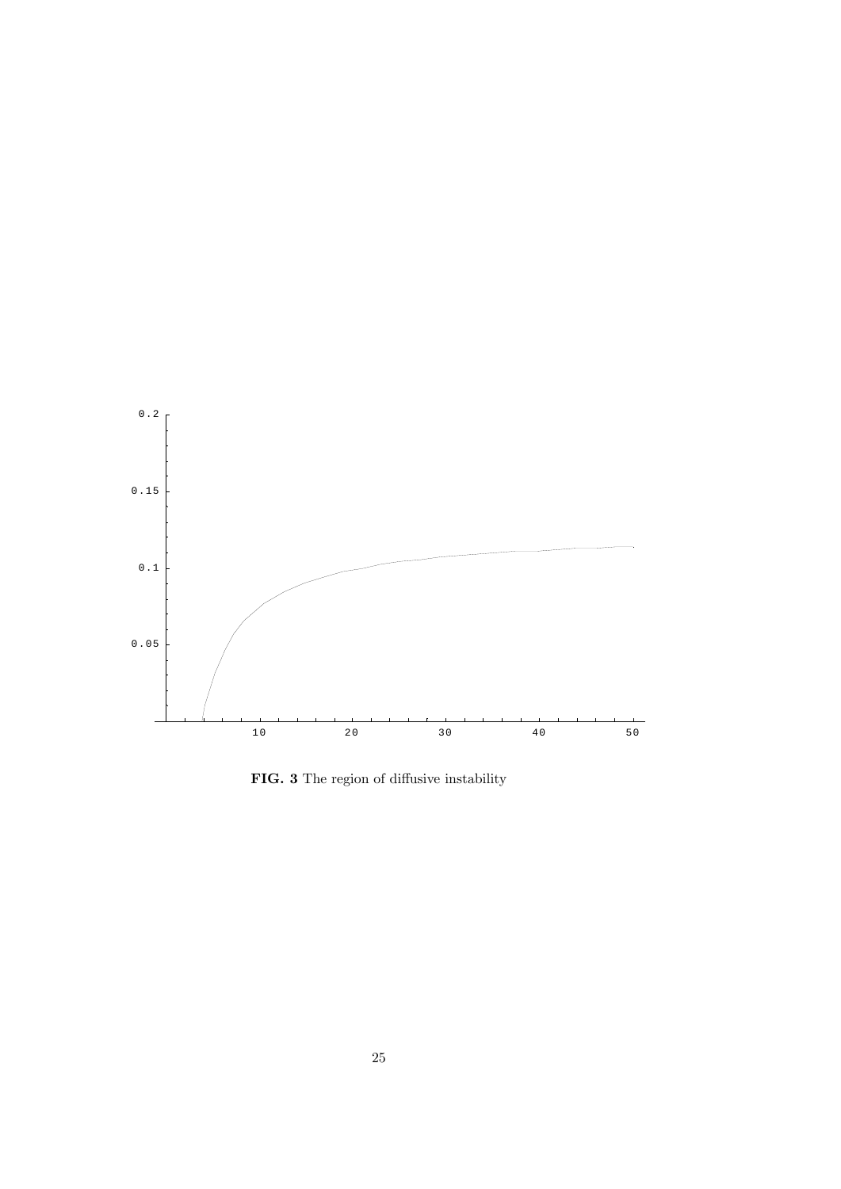**FIG. 3** The region of diffusive instability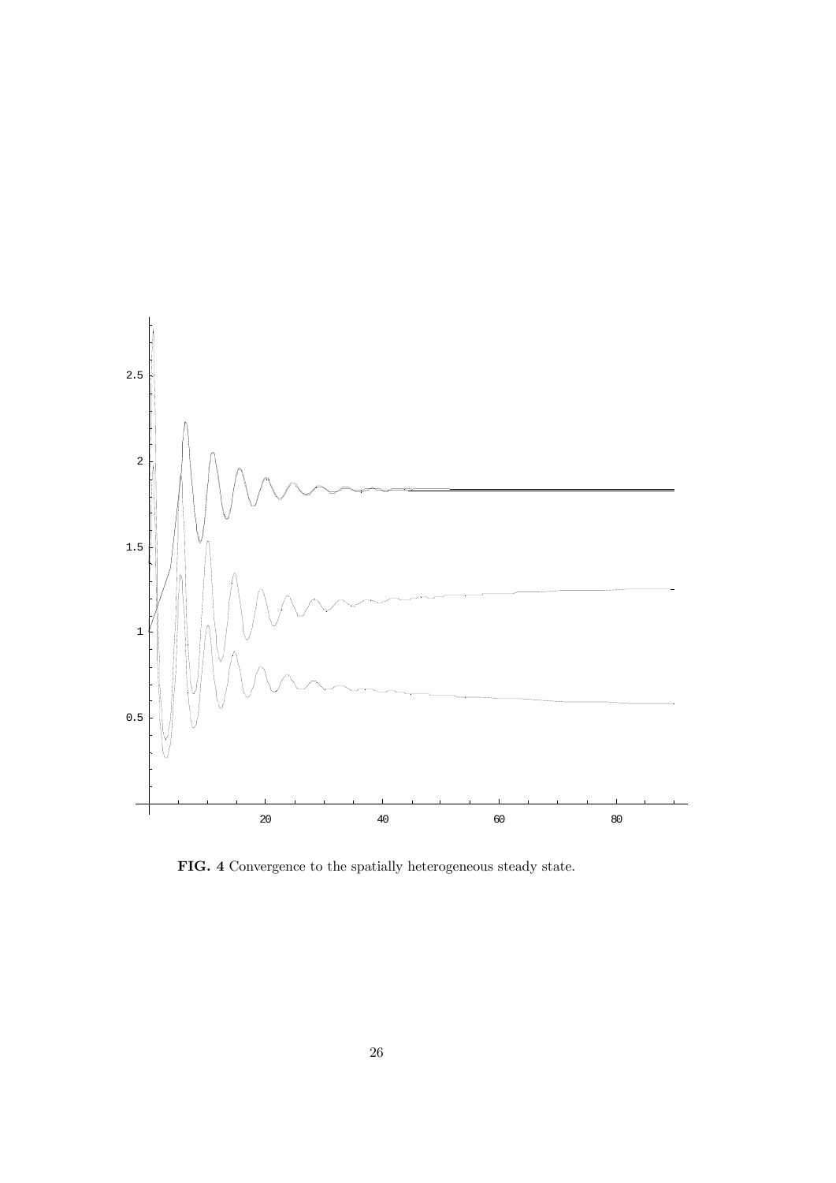2.5

2

1.5

1

0.5

20

40

60

80

**FIG. 4** Convergence to the spatially heterogeneous steady state.